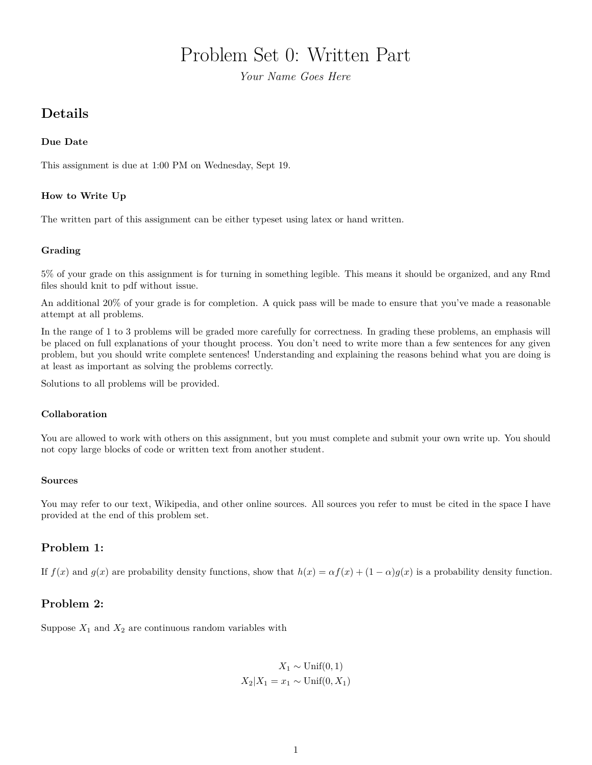# Problem Set 0: Written Part

*Your Name Goes Here*

## Details

### Due Date

This assignment is due at 1:00 PM on Wednesday, Sept 19.

### How to Write Up

The written part of this assignment can be either typeset using latex or hand written.

### Grading

5% of your grade on this assignment is for turning in something legible. This means it should be organized, and any Rmd files should knit to pdf without issue.

An additional 20% of your grade is for completion. A quick pass will be made to ensure that you've made a reasonable attempt at all problems.

In the range of 1 to 3 problems will be graded more carefully for correctness. In grading these problems, an emphasis will be placed on full explanations of your thought process. You don't need to write more than a few sentences for any given problem, but you should write complete sentences! Understanding and explaining the reasons behind what you are doing is at least as important as solving the problems correctly.

Solutions to all problems will be provided.

### Collaboration

You are allowed to work with others on this assignment, but you must complete and submit your own write up. You should not copy large blocks of code or written text from another student.

### Sources

You may refer to our text, Wikipedia, and other online sources. All sources you refer to must be cited in the space I have provided at the end of this problem set.

## Problem 1:

If $f(x)$ and $g(x)$ are probability density functions, show that $h(x) = \alpha f(x) + (1 - \alpha)g(x)$ is a probability density function.

## Problem 2:

Suppose $X_1$ and $X_2$ are continuous random variables with

$$
\begin{aligned}
X_1 &\sim \text{Unif}(0, 1) \\
X_2 | X_1 = x_1 &\sim \text{Unif}(0, X_1)
\end{aligned}
$$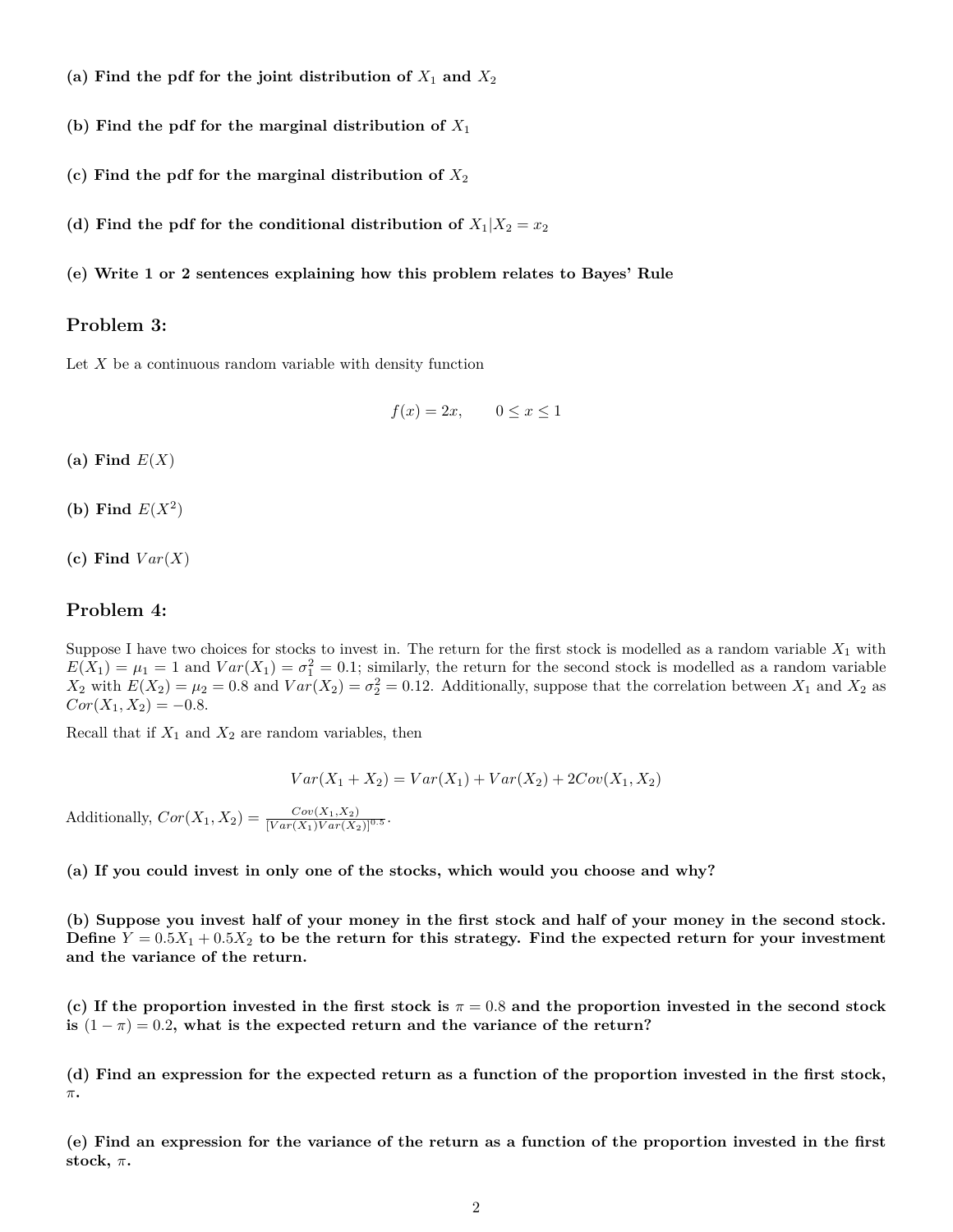**(a) Find the pdf for the joint distribution of $X_1$ and $X_2$**

**(b) Find the pdf for the marginal distribution of $X_1$**

**(c) Find the pdf for the marginal distribution of $X_2$**

**(d) Find the pdf for the conditional distribution of $X_1|X_2 = x_2$**

**(e) Write 1 or 2 sentences explaining how this problem relates to Bayes' Rule**

## Problem 3:

Let $X$ be a continuous random variable with density function

$$f(x) = 2x, \qquad 0 \leq x \leq 1$$

**(a) Find $E(X)$**

**(b) Find $E(X^2)$**

**(c) Find $Var(X)$**

## Problem 4:

Suppose I have two choices for stocks to invest in. The return for the first stock is modelled as a random variable $X_1$ with $E(X_1) = \mu_1 = 1$ and $Var(X_1) = \sigma_1^2 = 0.1$; similarly, the return for the second stock is modelled as a random variable $X_2$ with $E(X_2) = \mu_2 = 0.8$ and $Var(X_2) = \sigma_2^2 = 0.12$. Additionally, suppose that the correlation between $X_1$ and $X_2$ as $Cor(X_1, X_2) = -0.8$.

Recall that if $X_1$ and $X_2$ are random variables, then

$$Var(X_1 + X_2) = Var(X_1) + Var(X_2) + 2Cov(X_1, X_2)$$

Additionally, $Cor(X_1, X_2) = \frac{Cov(X_1, X_2)}{[Var(X_1)Var(X_2)]^{0.5}}$.

**(a) If you could invest in only one of the stocks, which would you choose and why?**

**(b) Suppose you invest half of your money in the first stock and half of your money in the second stock. Define $Y = 0.5X_1 + 0.5X_2$ to be the return for this strategy. Find the expected return for your investment and the variance of the return.**

**(c) If the proportion invested in the first stock is $\pi = 0.8$ and the proportion invested in the second stock is $(1 - \pi) = 0.2$, what is the expected return and the variance of the return?**

**(d) Find an expression for the expected return as a function of the proportion invested in the first stock, $\pi$.**

**(e) Find an expression for the variance of the return as a function of the proportion invested in the first stock, $\pi$.**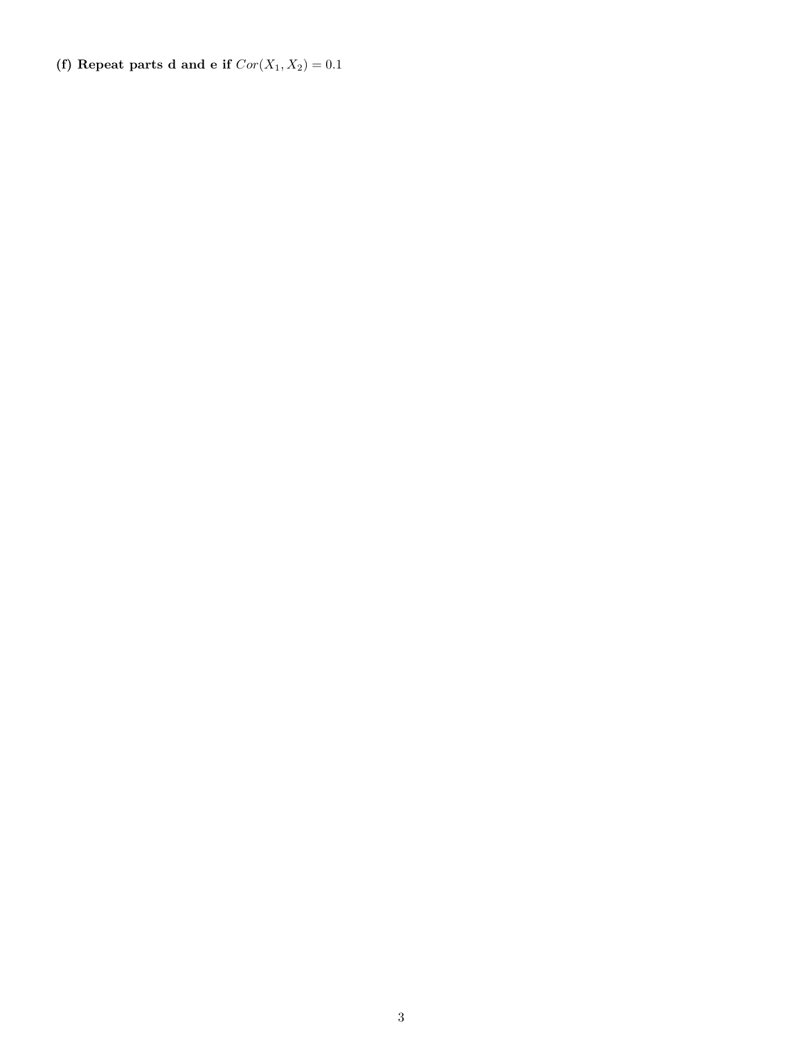**(f) Repeat parts d and e if $Cor(X_1, X_2) = 0.1$**